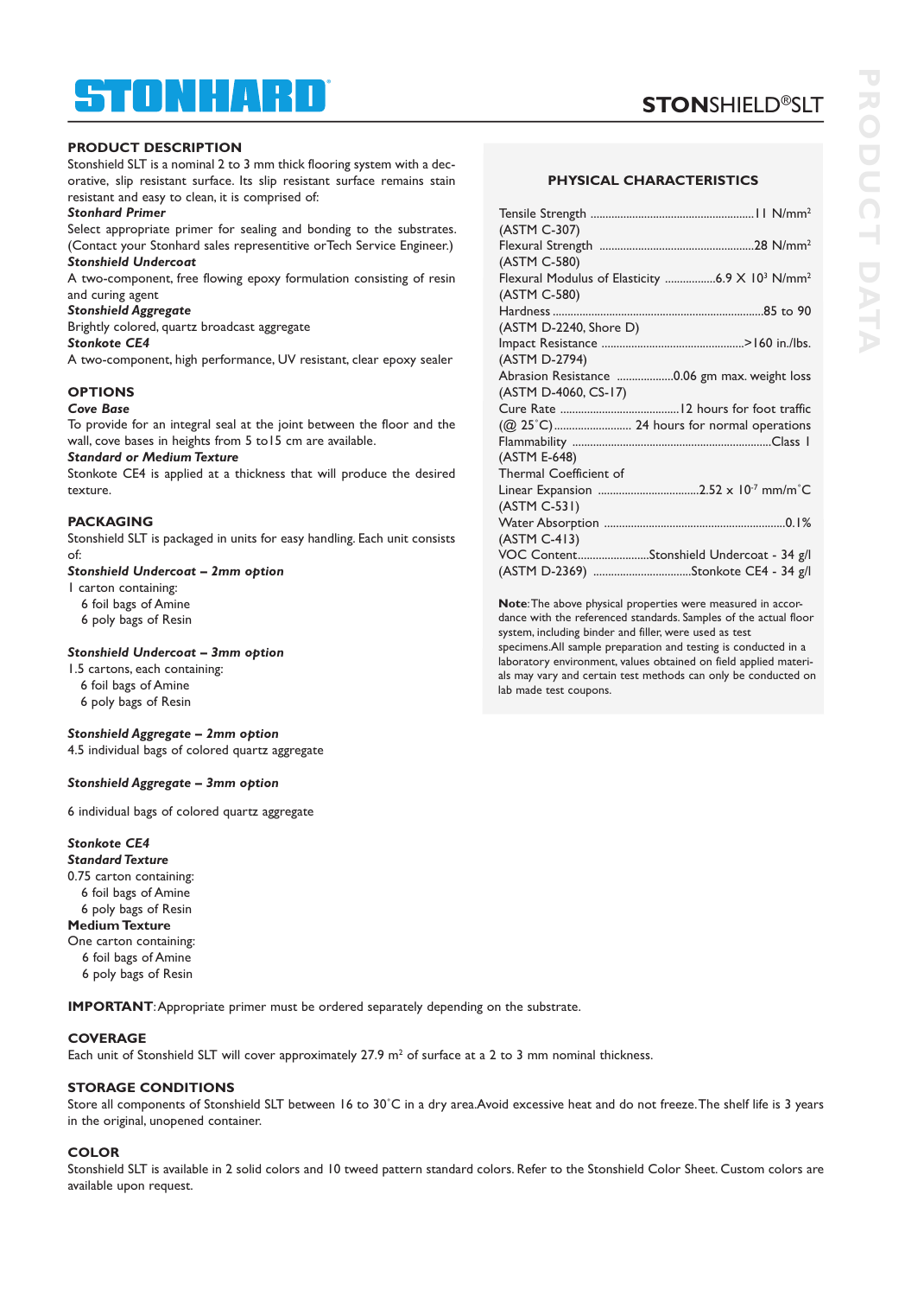# STONHARD

## STONSHIELD®SLT

PRODUCT DATA

### PRODUCT DESCRIPTION

Stonshield SLT is a nominal 2 to 3 mm thick flooring system with a decorative, slip resistant surface. Its slip resistant surface remains stain resistant and easy to clean, it is comprised of:

***Stonhard Primer***

Select appropriate primer for sealing and bonding to the substrates. (Contact your Stonhard sales representitive orTech Service Engineer.)

***Stonshield Undercoat***

A two-component, free flowing epoxy formulation consisting of resin and curing agent

***Stonshield Aggregate***

Brightly colored, quartz broadcast aggregate

***Stonkote CE4***

A two-component, high performance, UV resistant, clear epoxy sealer

### OPTIONS

***Cove Base***

To provide for an integral seal at the joint between the floor and the wall, cove bases in heights from 5 to15 cm are available.

***Standard or Medium Texture***

Stonkote CE4 is applied at a thickness that will produce the desired texture.

### PACKAGING

Stonshield SLT is packaged in units for easy handling. Each unit consists of:

***Stonshield Undercoat – 2mm option***

1 carton containing:
- 6 foil bags of Amine
- 6 poly bags of Resin

***Stonshield Undercoat – 3mm option***

1.5 cartons, each containing:
- 6 foil bags of Amine
- 6 poly bags of Resin

***Stonshield Aggregate – 2mm option***

4.5 individual bags of colored quartz aggregate

***Stonshield Aggregate – 3mm option***

6 individual bags of colored quartz aggregate

***Stonkote CE4***

***Standard Texture***

0.75 carton containing:
- 6 foil bags of Amine
- 6 poly bags of Resin

**Medium Texture**

One carton containing:
- 6 foil bags of Amine
- 6 poly bags of Resin

### PHYSICAL CHARACTERISTICS

| Property | Value |
| --- | --- |
| Tensile Strength (ASTM C-307) | 11 N/mm$^2$ |
| Flexural Strength (ASTM C-580) | 28 N/mm$^2$ |
| Flexural Modulus of Elasticity (ASTM C-580) | 6.9 X $10^3$ N/mm$^2$ |
| Hardness (ASTM D-2240, Shore D) | 85 to 90 |
| Impact Resistance (ASTM D-2794) | >160 in./lbs. |
| Abrasion Resistance (ASTM D-4060, CS-17) | 0.06 gm max. weight loss |
| Cure Rate (@ 25˚C) | 12 hours for foot traffic; 24 hours for normal operations |
| Flammability (ASTM E-648) | Class I |
| Thermal Coefficient of Linear Expansion (ASTM C-531) | 2.52 x $10^{-7}$ mm/m˚C |
| Water Absorption (ASTM C-413) | 0.1% |
| VOC Content (ASTM D-2369) | Stonshield Undercoat - 34 g/l; Stonkote CE4 - 34 g/l |

**Note**: The above physical properties were measured in accordance with the referenced standards. Samples of the actual floor system, including binder and filler, were used as test specimens. All sample preparation and testing is conducted in a laboratory environment, values obtained on field applied materials may vary and certain test methods can only be conducted on lab made test coupons.

**IMPORTANT**: Appropriate primer must be ordered separately depending on the substrate.

### COVERAGE

Each unit of Stonshield SLT will cover approximately 27.9 m$^2$ of surface at a 2 to 3 mm nominal thickness.

### STORAGE CONDITIONS

Store all components of Stonshield SLT between 16 to 30˚C in a dry area. Avoid excessive heat and do not freeze. The shelf life is 3 years in the original, unopened container.

### COLOR

Stonshield SLT is available in 2 solid colors and 10 tweed pattern standard colors. Refer to the Stonshield Color Sheet. Custom colors are available upon request.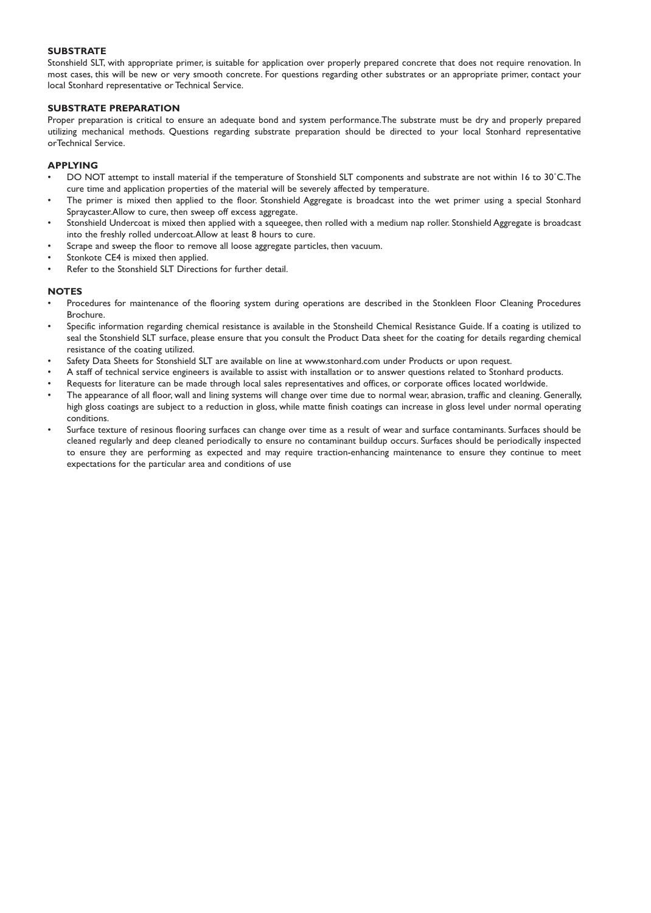## SUBSTRATE

Stonshield SLT, with appropriate primer, is suitable for application over properly prepared concrete that does not require renovation. In most cases, this will be new or very smooth concrete. For questions regarding other substrates or an appropriate primer, contact your local Stonhard representative or Technical Service.

## SUBSTRATE PREPARATION

Proper preparation is critical to ensure an adequate bond and system performance.The substrate must be dry and properly prepared utilizing mechanical methods. Questions regarding substrate preparation should be directed to your local Stonhard representative orTechnical Service.

## APPLYING

- DO NOT attempt to install material if the temperature of Stonshield SLT components and substrate are not within 16 to 30˚C.The cure time and application properties of the material will be severely affected by temperature.
- The primer is mixed then applied to the floor. Stonshield Aggregate is broadcast into the wet primer using a special Stonhard Spraycaster.Allow to cure, then sweep off excess aggregate.
- Stonshield Undercoat is mixed then applied with a squeegee, then rolled with a medium nap roller. Stonshield Aggregate is broadcast into the freshly rolled undercoat.Allow at least 8 hours to cure.
- Scrape and sweep the floor to remove all loose aggregate particles, then vacuum.
- Stonkote CE4 is mixed then applied.
- Refer to the Stonshield SLT Directions for further detail.

## NOTES

- Procedures for maintenance of the flooring system during operations are described in the Stonkleen Floor Cleaning Procedures Brochure.
- Specific information regarding chemical resistance is available in the Stonsheild Chemical Resistance Guide. If a coating is utilized to seal the Stonshield SLT surface, please ensure that you consult the Product Data sheet for the coating for details regarding chemical resistance of the coating utilized.
- Safety Data Sheets for Stonshield SLT are available on line at www.stonhard.com under Products or upon request.
- A staff of technical service engineers is available to assist with installation or to answer questions related to Stonhard products.
- Requests for literature can be made through local sales representatives and offices, or corporate offices located worldwide.
- The appearance of all floor, wall and lining systems will change over time due to normal wear, abrasion, traffic and cleaning. Generally, high gloss coatings are subject to a reduction in gloss, while matte finish coatings can increase in gloss level under normal operating conditions.
- Surface texture of resinous flooring surfaces can change over time as a result of wear and surface contaminants. Surfaces should be cleaned regularly and deep cleaned periodically to ensure no contaminant buildup occurs. Surfaces should be periodically inspected to ensure they are performing as expected and may require traction-enhancing maintenance to ensure they continue to meet expectations for the particular area and conditions of use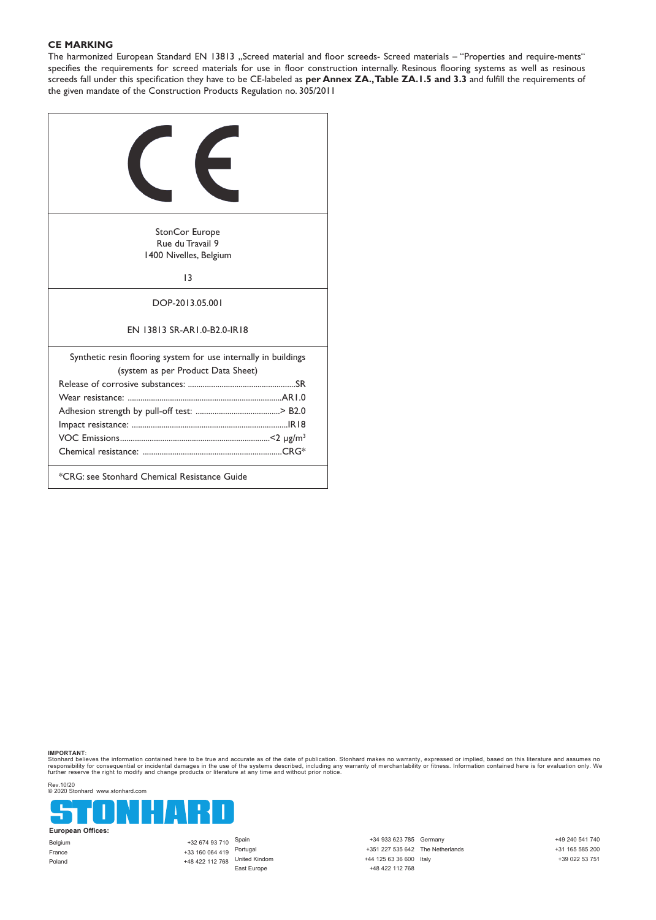## CE MARKING

The harmonized European Standard EN 13813 „Screed material and floor screeds- Screed materials – "Properties and require-ments" specifies the requirements for screed materials for use in floor construction internally. Resinous flooring systems as well as resinous screeds fall under this specification they have to be CE-labeled as **per Annex ZA., Table ZA.1.5 and 3.3** and fulfill the requirements of the given mandate of the Construction Products Regulation no. 305/2011

CE

StonCor Europe
Rue du Travail 9
1400 Nivelles, Belgium

13

DOP-2013.05.001

EN 13813 SR-AR1.0-B2.0-IR18

Synthetic resin flooring system for use internally in buildings
(system as per Product Data Sheet)

Release of corrosive substances: ..................................................SR
Wear resistance: .........................................................................AR1.0
Adhesion strength by pull-off test: ........................................> B2.0
Impact resistance: ..........................................................................IR18
VOC Emissions.......................................................................<2 μg/m³
Chemical resistance: .................................................................CRG*

*CRG: see Stonhard Chemical Resistance Guide

**IMPORTANT**:
Stonhard believes the information contained here to be true and accurate as of the date of publication. Stonhard makes no warranty, expressed or implied, based on this literature and assumes no responsibility for consequential or incidental damages in the use of the systems described, including any warranty of merchantability or fitness. Information contained here is for evaluation only. We further reserve the right to modify and change products or literature at any time and without prior notice.

Rev.10/20
© 2020 Stonhard www.stonhard.com

STONHARD

**European Offices:**

| | | | | | |
|---|---|---|---|---|---|
| Belgium | +32 674 93 710 | Spain | +34 933 623 785 | Germany | +49 240 541 740 |
| France | +33 160 064 419 | Portugal | +351 227 535 642 | The Netherlands | +31 165 585 200 |
| Poland | +48 422 112 768 | United Kindom | +44 125 63 36 600 | Italy | +39 022 53 751 |
| | | East Europe | +48 422 112 768 | | |